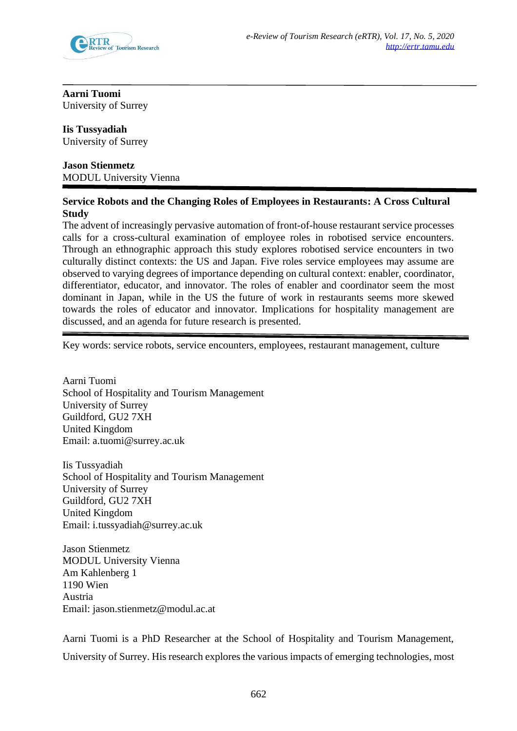**Aarni Tuomi**
University of Surrey

**Iis Tussyadiah**
University of Surrey

**Jason Stienmetz**
MODUL University Vienna

## Service Robots and the Changing Roles of Employees in Restaurants: A Cross Cultural Study

The advent of increasingly pervasive automation of front-of-house restaurant service processes calls for a cross-cultural examination of employee roles in robotised service encounters. Through an ethnographic approach this study explores robotised service encounters in two culturally distinct contexts: the US and Japan. Five roles service employees may assume are observed to varying degrees of importance depending on cultural context: enabler, coordinator, differentiator, educator, and innovator. The roles of enabler and coordinator seem the most dominant in Japan, while in the US the future of work in restaurants seems more skewed towards the roles of educator and innovator. Implications for hospitality management are discussed, and an agenda for future research is presented.

Key words: service robots, service encounters, employees, restaurant management, culture

Aarni Tuomi
School of Hospitality and Tourism Management
University of Surrey
Guildford, GU2 7XH
United Kingdom
Email: a.tuomi@surrey.ac.uk

Iis Tussyadiah
School of Hospitality and Tourism Management
University of Surrey
Guildford, GU2 7XH
United Kingdom
Email: i.tussyadiah@surrey.ac.uk

Jason Stienmetz
MODUL University Vienna
Am Kahlenberg 1
1190 Wien
Austria
Email: jason.stienmetz@modul.ac.at

Aarni Tuomi is a PhD Researcher at the School of Hospitality and Tourism Management, University of Surrey. His research explores the various impacts of emerging technologies, most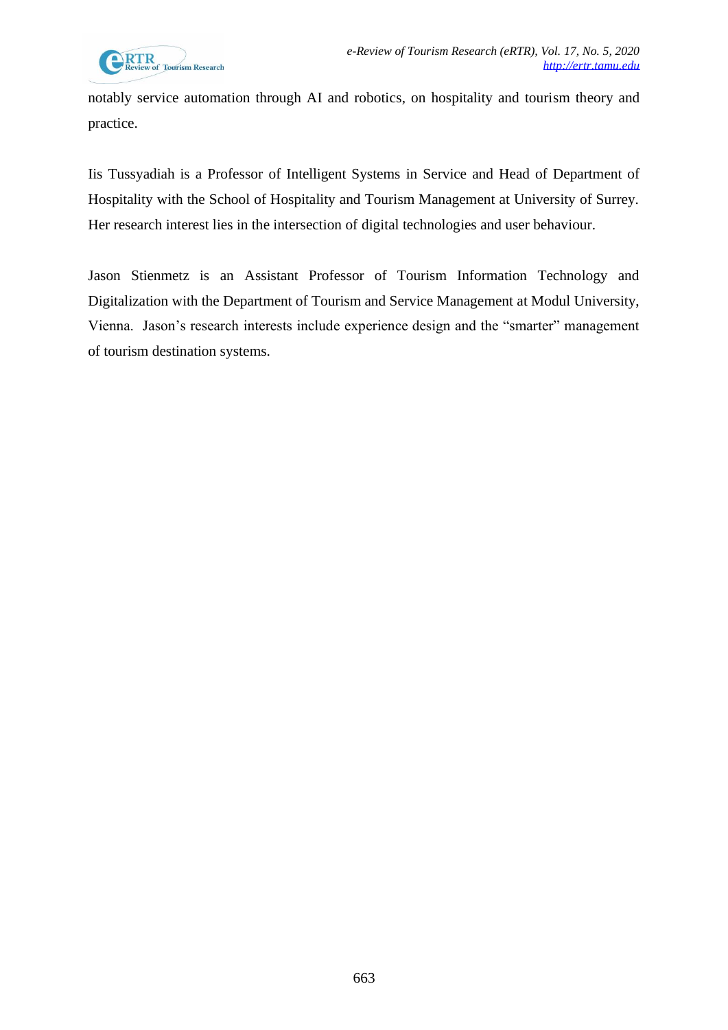notably service automation through AI and robotics, on hospitality and tourism theory and practice.

Iis Tussyadiah is a Professor of Intelligent Systems in Service and Head of Department of Hospitality with the School of Hospitality and Tourism Management at University of Surrey. Her research interest lies in the intersection of digital technologies and user behaviour.

Jason Stienmetz is an Assistant Professor of Tourism Information Technology and Digitalization with the Department of Tourism and Service Management at Modul University, Vienna. Jason's research interests include experience design and the "smarter" management of tourism destination systems.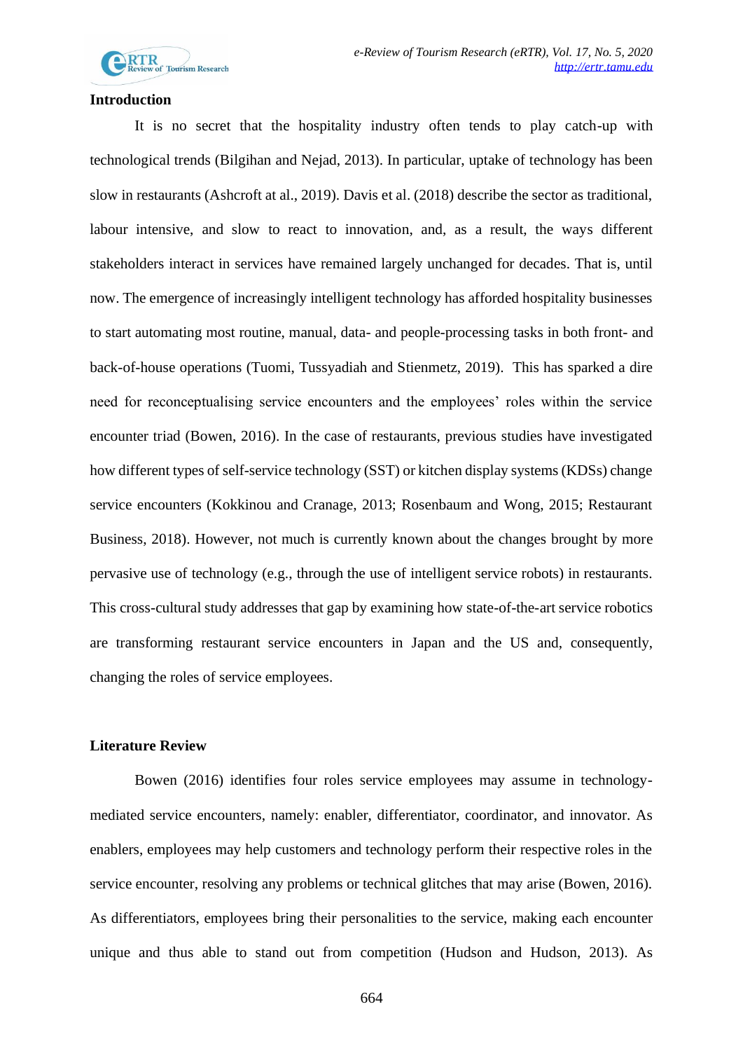## Introduction

It is no secret that the hospitality industry often tends to play catch-up with technological trends (Bilgihan and Nejad, 2013). In particular, uptake of technology has been slow in restaurants (Ashcroft at al., 2019). Davis et al. (2018) describe the sector as traditional, labour intensive, and slow to react to innovation, and, as a result, the ways different stakeholders interact in services have remained largely unchanged for decades. That is, until now. The emergence of increasingly intelligent technology has afforded hospitality businesses to start automating most routine, manual, data- and people-processing tasks in both front- and back-of-house operations (Tuomi, Tussyadiah and Stienmetz, 2019). This has sparked a dire need for reconceptualising service encounters and the employees' roles within the service encounter triad (Bowen, 2016). In the case of restaurants, previous studies have investigated how different types of self-service technology (SST) or kitchen display systems (KDSs) change service encounters (Kokkinou and Cranage, 2013; Rosenbaum and Wong, 2015; Restaurant Business, 2018). However, not much is currently known about the changes brought by more pervasive use of technology (e.g., through the use of intelligent service robots) in restaurants. This cross-cultural study addresses that gap by examining how state-of-the-art service robotics are transforming restaurant service encounters in Japan and the US and, consequently, changing the roles of service employees.

## Literature Review

Bowen (2016) identifies four roles service employees may assume in technology-mediated service encounters, namely: enabler, differentiator, coordinator, and innovator. As enablers, employees may help customers and technology perform their respective roles in the service encounter, resolving any problems or technical glitches that may arise (Bowen, 2016). As differentiators, employees bring their personalities to the service, making each encounter unique and thus able to stand out from competition (Hudson and Hudson, 2013). As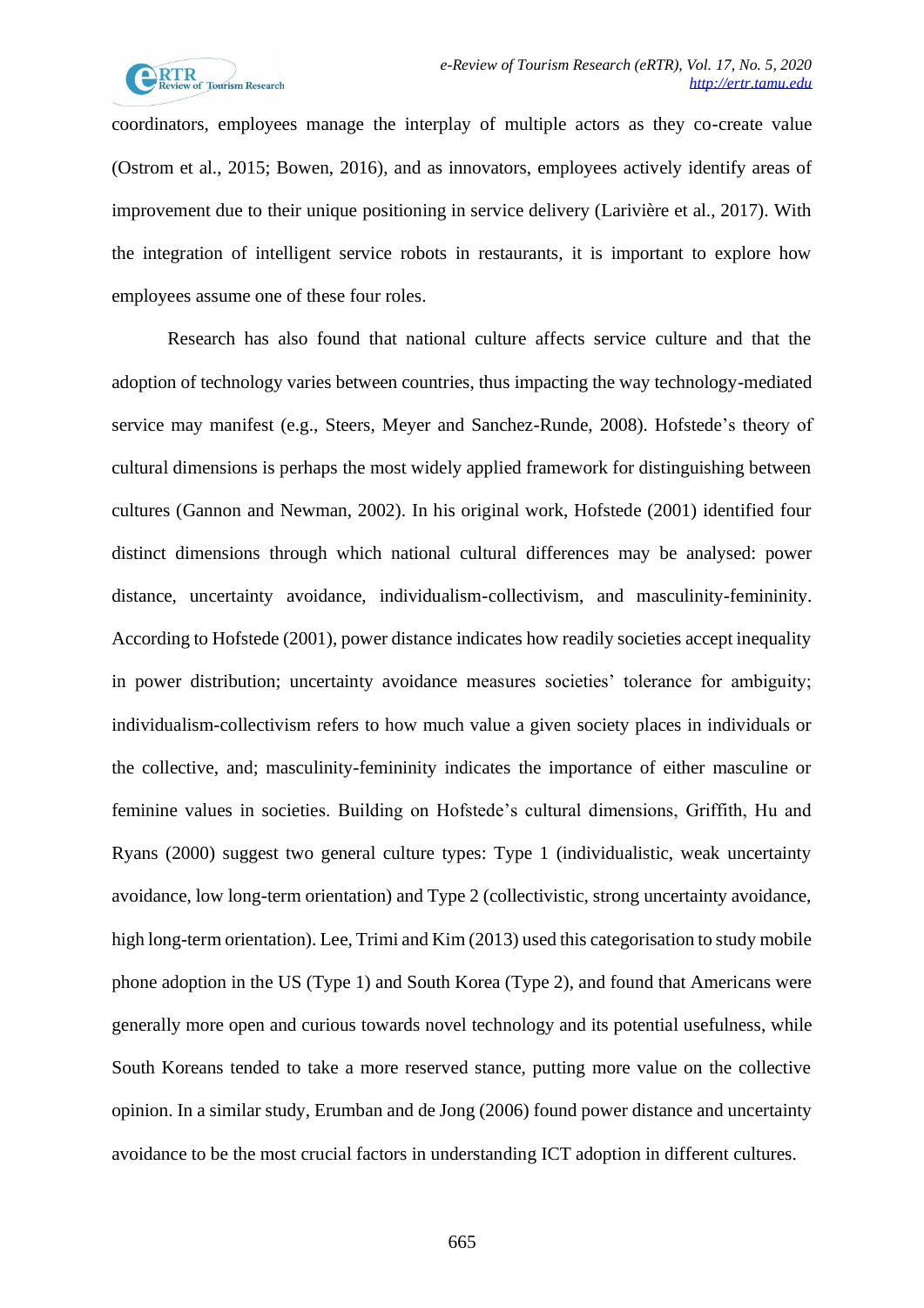coordinators, employees manage the interplay of multiple actors as they co-create value (Ostrom et al., 2015; Bowen, 2016), and as innovators, employees actively identify areas of improvement due to their unique positioning in service delivery (Larivière et al., 2017). With the integration of intelligent service robots in restaurants, it is important to explore how employees assume one of these four roles.

Research has also found that national culture affects service culture and that the adoption of technology varies between countries, thus impacting the way technology-mediated service may manifest (e.g., Steers, Meyer and Sanchez-Runde, 2008). Hofstede's theory of cultural dimensions is perhaps the most widely applied framework for distinguishing between cultures (Gannon and Newman, 2002). In his original work, Hofstede (2001) identified four distinct dimensions through which national cultural differences may be analysed: power distance, uncertainty avoidance, individualism-collectivism, and masculinity-femininity. According to Hofstede (2001), power distance indicates how readily societies accept inequality in power distribution; uncertainty avoidance measures societies' tolerance for ambiguity; individualism-collectivism refers to how much value a given society places in individuals or the collective, and; masculinity-femininity indicates the importance of either masculine or feminine values in societies. Building on Hofstede's cultural dimensions, Griffith, Hu and Ryans (2000) suggest two general culture types: Type 1 (individualistic, weak uncertainty avoidance, low long-term orientation) and Type 2 (collectivistic, strong uncertainty avoidance, high long-term orientation). Lee, Trimi and Kim (2013) used this categorisation to study mobile phone adoption in the US (Type 1) and South Korea (Type 2), and found that Americans were generally more open and curious towards novel technology and its potential usefulness, while South Koreans tended to take a more reserved stance, putting more value on the collective opinion. In a similar study, Erumban and de Jong (2006) found power distance and uncertainty avoidance to be the most crucial factors in understanding ICT adoption in different cultures.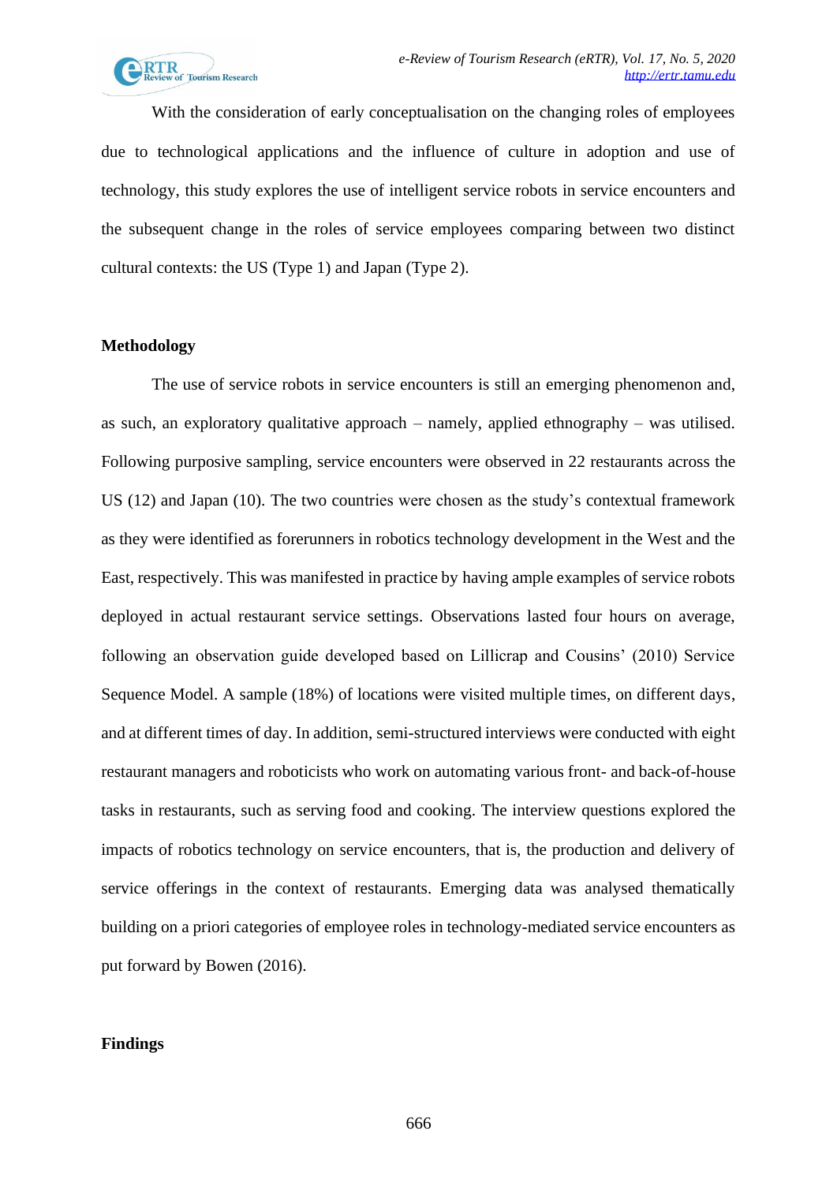With the consideration of early conceptualisation on the changing roles of employees due to technological applications and the influence of culture in adoption and use of technology, this study explores the use of intelligent service robots in service encounters and the subsequent change in the roles of service employees comparing between two distinct cultural contexts: the US (Type 1) and Japan (Type 2).

## Methodology

The use of service robots in service encounters is still an emerging phenomenon and, as such, an exploratory qualitative approach – namely, applied ethnography – was utilised. Following purposive sampling, service encounters were observed in 22 restaurants across the US (12) and Japan (10). The two countries were chosen as the study's contextual framework as they were identified as forerunners in robotics technology development in the West and the East, respectively. This was manifested in practice by having ample examples of service robots deployed in actual restaurant service settings. Observations lasted four hours on average, following an observation guide developed based on Lillicrap and Cousins' (2010) Service Sequence Model. A sample (18%) of locations were visited multiple times, on different days, and at different times of day. In addition, semi-structured interviews were conducted with eight restaurant managers and roboticists who work on automating various front- and back-of-house tasks in restaurants, such as serving food and cooking. The interview questions explored the impacts of robotics technology on service encounters, that is, the production and delivery of service offerings in the context of restaurants. Emerging data was analysed thematically building on a priori categories of employee roles in technology-mediated service encounters as put forward by Bowen (2016).

## Findings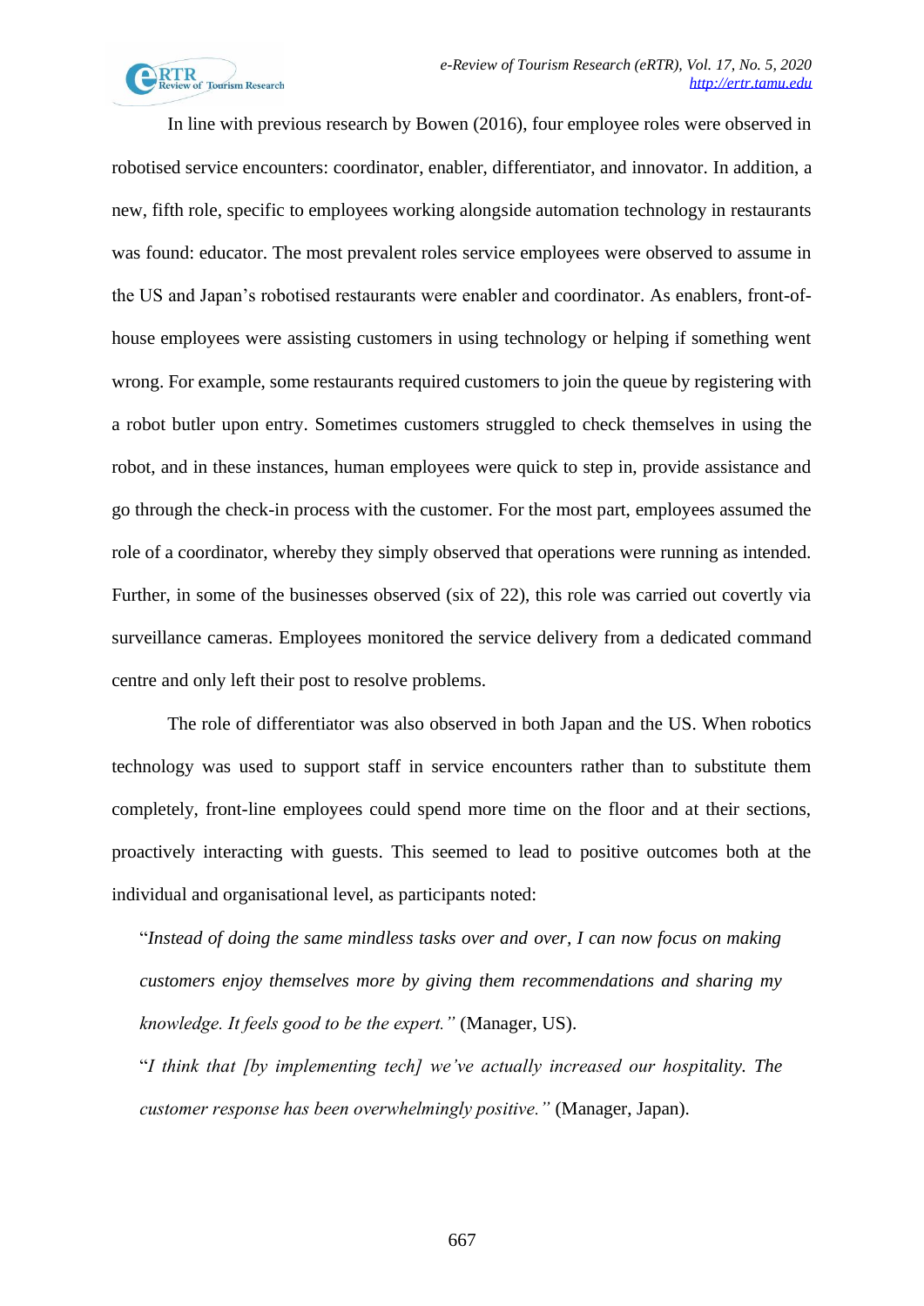In line with previous research by Bowen (2016), four employee roles were observed in robotised service encounters: coordinator, enabler, differentiator, and innovator. In addition, a new, fifth role, specific to employees working alongside automation technology in restaurants was found: educator. The most prevalent roles service employees were observed to assume in the US and Japan's robotised restaurants were enabler and coordinator. As enablers, front-of-house employees were assisting customers in using technology or helping if something went wrong. For example, some restaurants required customers to join the queue by registering with a robot butler upon entry. Sometimes customers struggled to check themselves in using the robot, and in these instances, human employees were quick to step in, provide assistance and go through the check-in process with the customer. For the most part, employees assumed the role of a coordinator, whereby they simply observed that operations were running as intended. Further, in some of the businesses observed (six of 22), this role was carried out covertly via surveillance cameras. Employees monitored the service delivery from a dedicated command centre and only left their post to resolve problems.

The role of differentiator was also observed in both Japan and the US. When robotics technology was used to support staff in service encounters rather than to substitute them completely, front-line employees could spend more time on the floor and at their sections, proactively interacting with guests. This seemed to lead to positive outcomes both at the individual and organisational level, as participants noted:

> "*Instead of doing the same mindless tasks over and over, I can now focus on making customers enjoy themselves more by giving them recommendations and sharing my knowledge. It feels good to be the expert.*" (Manager, US).
>
> "*I think that [by implementing tech] we've actually increased our hospitality. The customer response has been overwhelmingly positive.*" (Manager, Japan).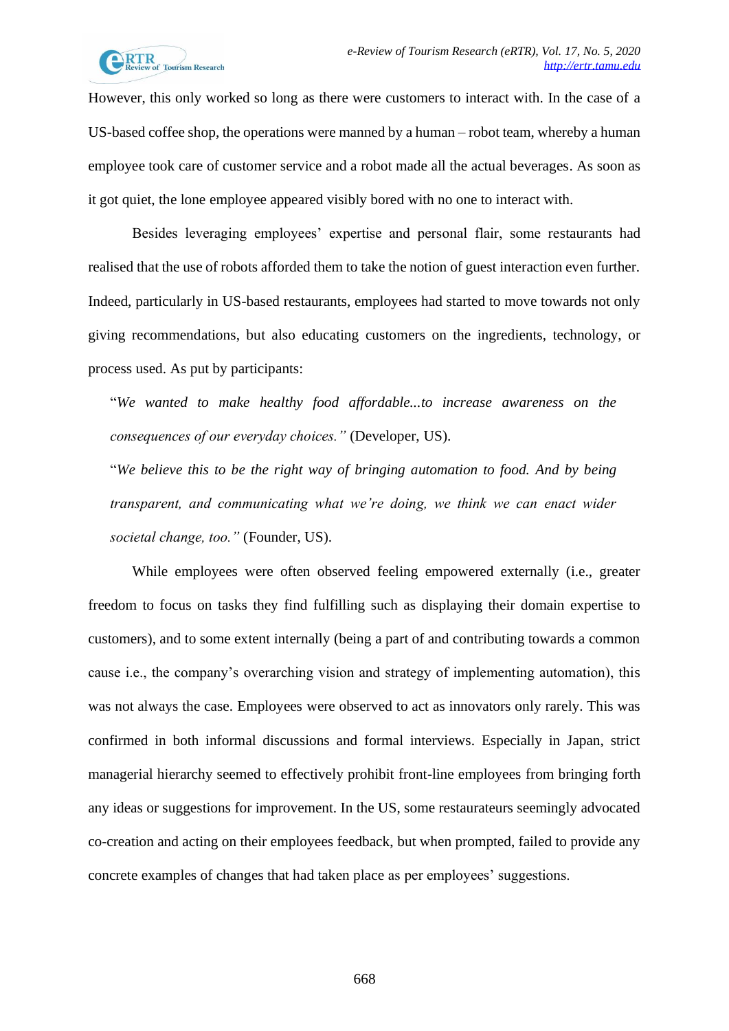However, this only worked so long as there were customers to interact with. In the case of a US-based coffee shop, the operations were manned by a human – robot team, whereby a human employee took care of customer service and a robot made all the actual beverages. As soon as it got quiet, the lone employee appeared visibly bored with no one to interact with.

Besides leveraging employees' expertise and personal flair, some restaurants had realised that the use of robots afforded them to take the notion of guest interaction even further. Indeed, particularly in US-based restaurants, employees had started to move towards not only giving recommendations, but also educating customers on the ingredients, technology, or process used. As put by participants:

> "*We wanted to make healthy food affordable...to increase awareness on the consequences of our everyday choices.*" (Developer, US).
>
> "*We believe this to be the right way of bringing automation to food. And by being transparent, and communicating what we're doing, we think we can enact wider societal change, too.*" (Founder, US).

While employees were often observed feeling empowered externally (i.e., greater freedom to focus on tasks they find fulfilling such as displaying their domain expertise to customers), and to some extent internally (being a part of and contributing towards a common cause i.e., the company's overarching vision and strategy of implementing automation), this was not always the case. Employees were observed to act as innovators only rarely. This was confirmed in both informal discussions and formal interviews. Especially in Japan, strict managerial hierarchy seemed to effectively prohibit front-line employees from bringing forth any ideas or suggestions for improvement. In the US, some restaurateurs seemingly advocated co-creation and acting on their employees feedback, but when prompted, failed to provide any concrete examples of changes that had taken place as per employees' suggestions.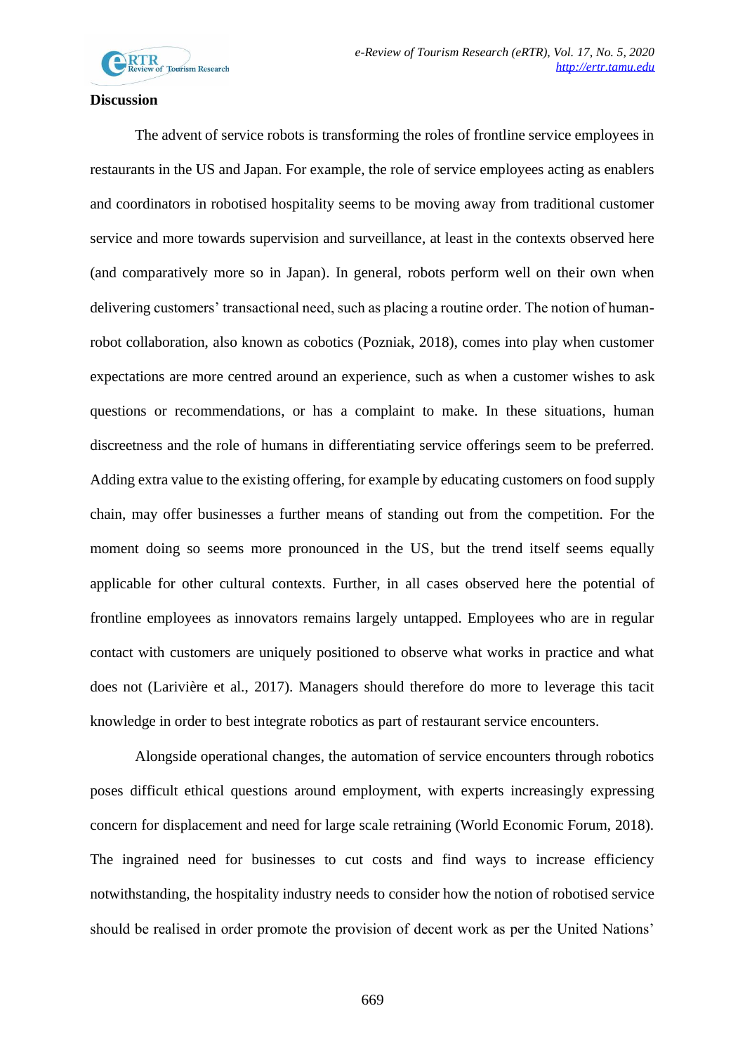**Discussion**

The advent of service robots is transforming the roles of frontline service employees in restaurants in the US and Japan. For example, the role of service employees acting as enablers and coordinators in robotised hospitality seems to be moving away from traditional customer service and more towards supervision and surveillance, at least in the contexts observed here (and comparatively more so in Japan). In general, robots perform well on their own when delivering customers' transactional need, such as placing a routine order. The notion of human-robot collaboration, also known as cobotics (Pozniak, 2018), comes into play when customer expectations are more centred around an experience, such as when a customer wishes to ask questions or recommendations, or has a complaint to make. In these situations, human discreetness and the role of humans in differentiating service offerings seem to be preferred. Adding extra value to the existing offering, for example by educating customers on food supply chain, may offer businesses a further means of standing out from the competition. For the moment doing so seems more pronounced in the US, but the trend itself seems equally applicable for other cultural contexts. Further, in all cases observed here the potential of frontline employees as innovators remains largely untapped. Employees who are in regular contact with customers are uniquely positioned to observe what works in practice and what does not (Larivière et al., 2017). Managers should therefore do more to leverage this tacit knowledge in order to best integrate robotics as part of restaurant service encounters.

Alongside operational changes, the automation of service encounters through robotics poses difficult ethical questions around employment, with experts increasingly expressing concern for displacement and need for large scale retraining (World Economic Forum, 2018). The ingrained need for businesses to cut costs and find ways to increase efficiency notwithstanding, the hospitality industry needs to consider how the notion of robotised service should be realised in order promote the provision of decent work as per the United Nations'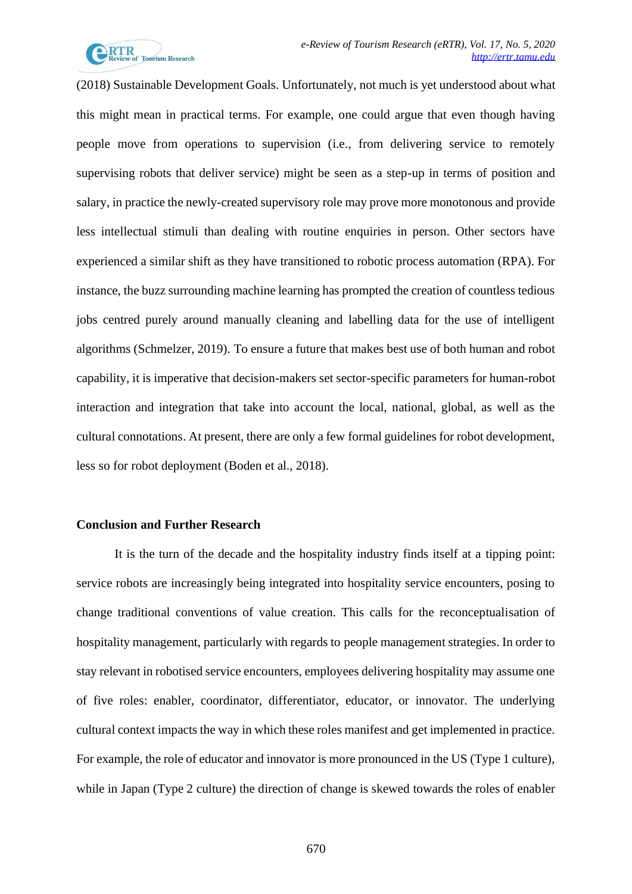(2018) Sustainable Development Goals. Unfortunately, not much is yet understood about what this might mean in practical terms. For example, one could argue that even though having people move from operations to supervision (i.e., from delivering service to remotely supervising robots that deliver service) might be seen as a step-up in terms of position and salary, in practice the newly-created supervisory role may prove more monotonous and provide less intellectual stimuli than dealing with routine enquiries in person. Other sectors have experienced a similar shift as they have transitioned to robotic process automation (RPA). For instance, the buzz surrounding machine learning has prompted the creation of countless tedious jobs centred purely around manually cleaning and labelling data for the use of intelligent algorithms (Schmelzer, 2019). To ensure a future that makes best use of both human and robot capability, it is imperative that decision-makers set sector-specific parameters for human-robot interaction and integration that take into account the local, national, global, as well as the cultural connotations. At present, there are only a few formal guidelines for robot development, less so for robot deployment (Boden et al., 2018).

## Conclusion and Further Research

It is the turn of the decade and the hospitality industry finds itself at a tipping point: service robots are increasingly being integrated into hospitality service encounters, posing to change traditional conventions of value creation. This calls for the reconceptualisation of hospitality management, particularly with regards to people management strategies. In order to stay relevant in robotised service encounters, employees delivering hospitality may assume one of five roles: enabler, coordinator, differentiator, educator, or innovator. The underlying cultural context impacts the way in which these roles manifest and get implemented in practice. For example, the role of educator and innovator is more pronounced in the US (Type 1 culture), while in Japan (Type 2 culture) the direction of change is skewed towards the roles of enabler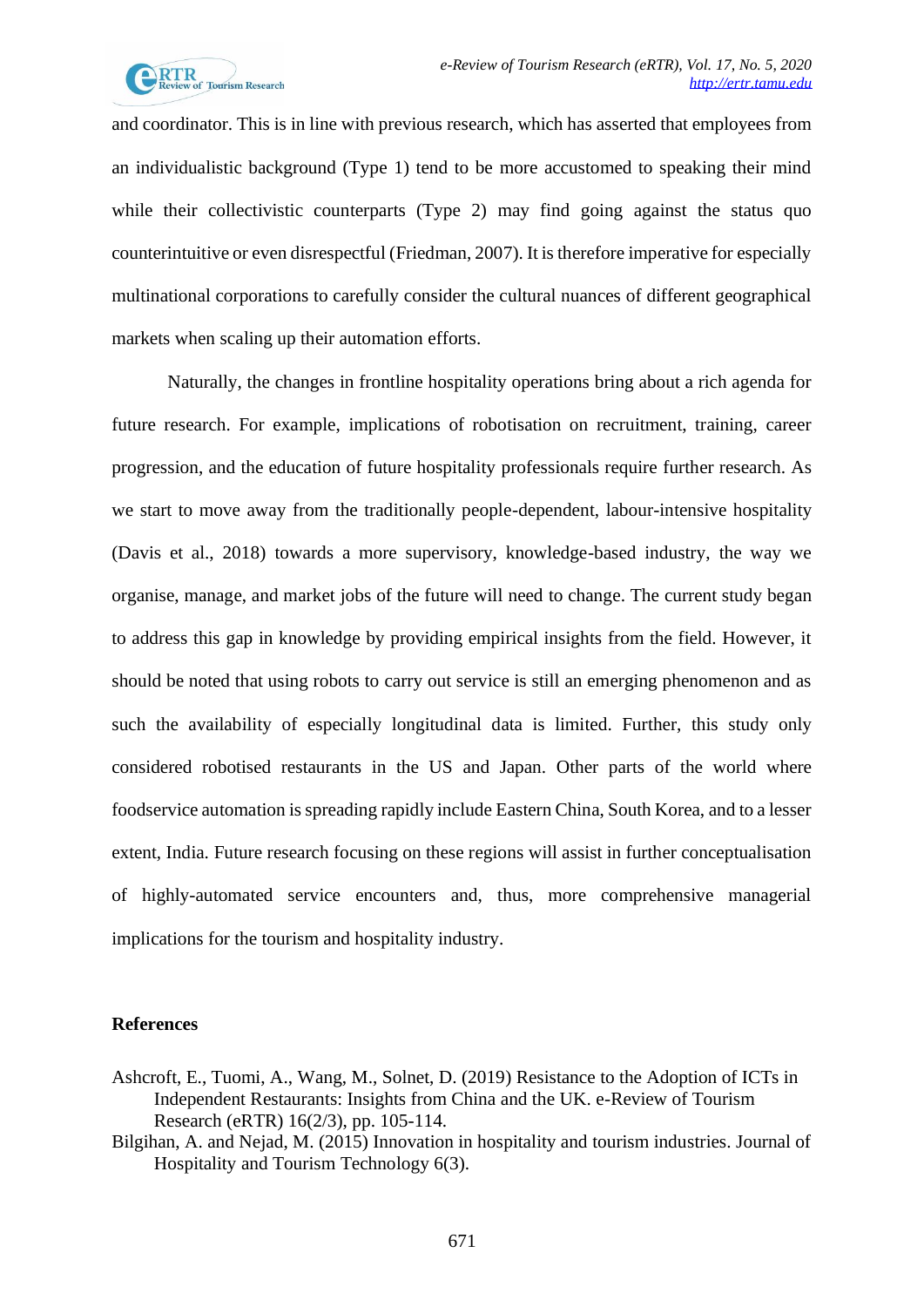and coordinator. This is in line with previous research, which has asserted that employees from an individualistic background (Type 1) tend to be more accustomed to speaking their mind while their collectivistic counterparts (Type 2) may find going against the status quo counterintuitive or even disrespectful (Friedman, 2007). It is therefore imperative for especially multinational corporations to carefully consider the cultural nuances of different geographical markets when scaling up their automation efforts.

Naturally, the changes in frontline hospitality operations bring about a rich agenda for future research. For example, implications of robotisation on recruitment, training, career progression, and the education of future hospitality professionals require further research. As we start to move away from the traditionally people-dependent, labour-intensive hospitality (Davis et al., 2018) towards a more supervisory, knowledge-based industry, the way we organise, manage, and market jobs of the future will need to change. The current study began to address this gap in knowledge by providing empirical insights from the field. However, it should be noted that using robots to carry out service is still an emerging phenomenon and as such the availability of especially longitudinal data is limited. Further, this study only considered robotised restaurants in the US and Japan. Other parts of the world where foodservice automation is spreading rapidly include Eastern China, South Korea, and to a lesser extent, India. Future research focusing on these regions will assist in further conceptualisation of highly-automated service encounters and, thus, more comprehensive managerial implications for the tourism and hospitality industry.

## References

Ashcroft, E., Tuomi, A., Wang, M., Solnet, D. (2019) Resistance to the Adoption of ICTs in Independent Restaurants: Insights from China and the UK. e-Review of Tourism Research (eRTR) 16(2/3), pp. 105-114.

Bilgihan, A. and Nejad, M. (2015) Innovation in hospitality and tourism industries. Journal of Hospitality and Tourism Technology 6(3).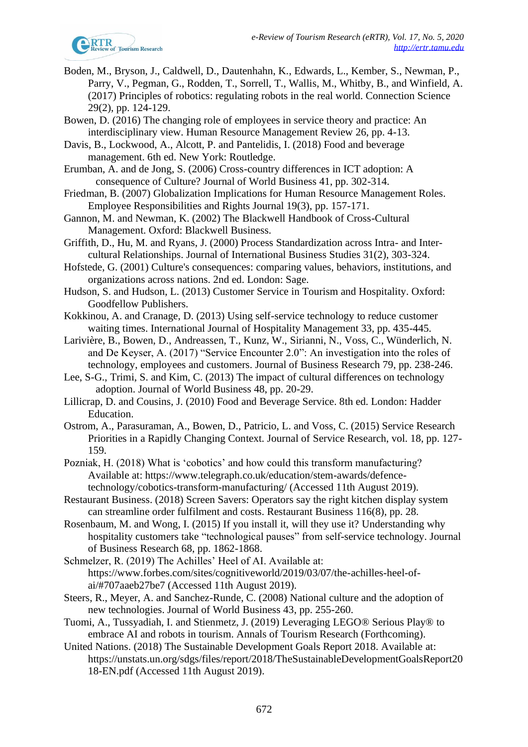Boden, M., Bryson, J., Caldwell, D., Dautenhahn, K., Edwards, L., Kember, S., Newman, P., Parry, V., Pegman, G., Rodden, T., Sorrell, T., Wallis, M., Whitby, B., and Winfield, A. (2017) Principles of robotics: regulating robots in the real world. Connection Science 29(2), pp. 124-129.

Bowen, D. (2016) The changing role of employees in service theory and practice: An interdisciplinary view. Human Resource Management Review 26, pp. 4-13.

Davis, B., Lockwood, A., Alcott, P. and Pantelidis, I. (2018) Food and beverage management. 6th ed. New York: Routledge.

Erumban, A. and de Jong, S. (2006) Cross-country differences in ICT adoption: A consequence of Culture? Journal of World Business 41, pp. 302-314.

Friedman, B. (2007) Globalization Implications for Human Resource Management Roles. Employee Responsibilities and Rights Journal 19(3), pp. 157-171.

Gannon, M. and Newman, K. (2002) The Blackwell Handbook of Cross-Cultural Management. Oxford: Blackwell Business.

Griffith, D., Hu, M. and Ryans, J. (2000) Process Standardization across Intra- and Inter-cultural Relationships. Journal of International Business Studies 31(2), 303-324.

Hofstede, G. (2001) Culture's consequences: comparing values, behaviors, institutions, and organizations across nations. 2nd ed. London: Sage.

Hudson, S. and Hudson, L. (2013) Customer Service in Tourism and Hospitality. Oxford: Goodfellow Publishers.

Kokkinou, A. and Cranage, D. (2013) Using self-service technology to reduce customer waiting times. International Journal of Hospitality Management 33, pp. 435-445.

Larivière, B., Bowen, D., Andreassen, T., Kunz, W., Sirianni, N., Voss, C., Wünderlich, N. and De Keyser, A. (2017) "Service Encounter 2.0": An investigation into the roles of technology, employees and customers. Journal of Business Research 79, pp. 238-246.

Lee, S-G., Trimi, S. and Kim, C. (2013) The impact of cultural differences on technology adoption. Journal of World Business 48, pp. 20-29.

Lillicrap, D. and Cousins, J. (2010) Food and Beverage Service. 8th ed. London: Hadder Education.

Ostrom, A., Parasuraman, A., Bowen, D., Patricio, L. and Voss, C. (2015) Service Research Priorities in a Rapidly Changing Context. Journal of Service Research, vol. 18, pp. 127-159.

Pozniak, H. (2018) What is 'cobotics' and how could this transform manufacturing? Available at: https://www.telegraph.co.uk/education/stem-awards/defence-technology/cobotics-transform-manufacturing/ (Accessed 11th August 2019).

Restaurant Business. (2018) Screen Savers: Operators say the right kitchen display system can streamline order fulfilment and costs. Restaurant Business 116(8), pp. 28.

Rosenbaum, M. and Wong, I. (2015) If you install it, will they use it? Understanding why hospitality customers take "technological pauses" from self-service technology. Journal of Business Research 68, pp. 1862-1868.

Schmelzer, R. (2019) The Achilles' Heel of AI. Available at: https://www.forbes.com/sites/cognitiveworld/2019/03/07/the-achilles-heel-of-ai/#707aaeb27be7 (Accessed 11th August 2019).

Steers, R., Meyer, A. and Sanchez-Runde, C. (2008) National culture and the adoption of new technologies. Journal of World Business 43, pp. 255-260.

Tuomi, A., Tussyadiah, I. and Stienmetz, J. (2019) Leveraging LEGO® Serious Play® to embrace AI and robots in tourism. Annals of Tourism Research (Forthcoming).

United Nations. (2018) The Sustainable Development Goals Report 2018. Available at: https://unstats.un.org/sdgs/files/report/2018/TheSustainableDevelopmentGoalsReport2018-EN.pdf (Accessed 11th August 2019).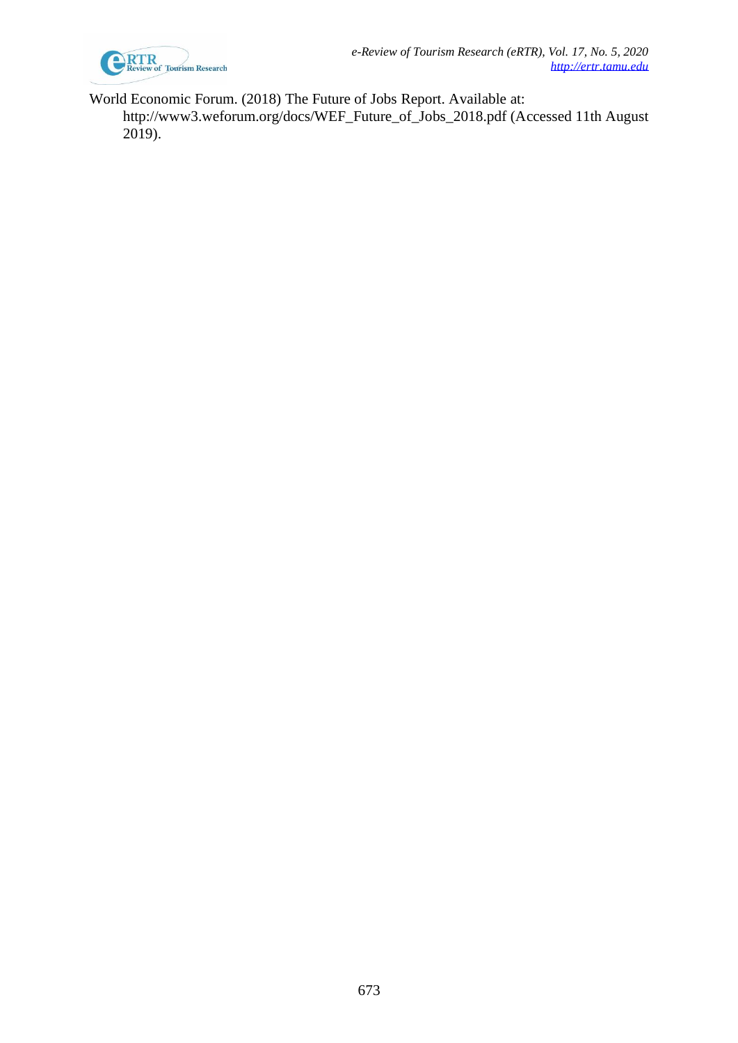World Economic Forum. (2018) The Future of Jobs Report. Available at: http://www3.weforum.org/docs/WEF_Future_of_Jobs_2018.pdf (Accessed 11th August 2019).